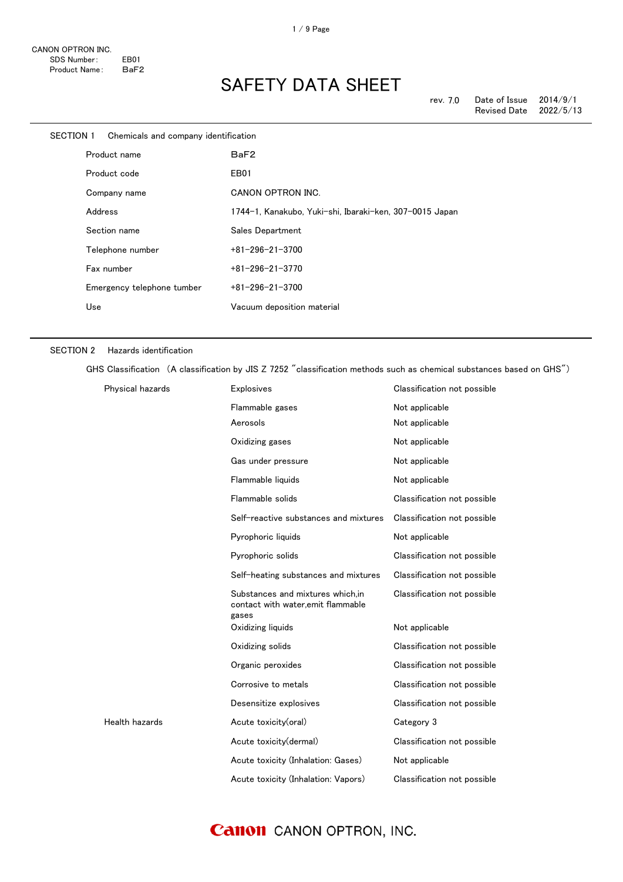CANON OPTRON INC.
SDS Number: EB01
Product Name: $BaF_2$

# SAFETY DATA SHEET

rev. 7.0 Date of Issue 2014/9/1
Revised Date 2022/5/13

## SECTION 1 Chemicals and company identification

| | |
|---|---|
| Product name | $BaF_2$ |
| Product code | EB01 |
| Company name | CANON OPTRON INC. |
| Address | 1744-1, Kanakubo, Yuki-shi, Ibaraki-ken, 307-0015 Japan |
| Section name | Sales Department |
| Telephone number | +81-296-21-3700 |
| Fax number | +81-296-21-3770 |
| Emergency telephone tumber | +81-296-21-3700 |
| Use | Vacuum deposition material |

## SECTION 2 Hazards identification

GHS Classification （A classification by JIS Z 7252 "classification methods such as chemical substances based on GHS"）

| | | |
|---|---|---|
| Physical hazards | Explosives | Classification not possible |
| | Flammable gases | Not applicable |
| | Aerosols | Not applicable |
| | Oxidizing gases | Not applicable |
| | Gas under pressure | Not applicable |
| | Flammable liquids | Not applicable |
| | Flammable solids | Classification not possible |
| | Self-reactive substances and mixtures | Classification not possible |
| | Pyrophoric liquids | Not applicable |
| | Pyrophoric solids | Classification not possible |
| | Self-heating substances and mixtures | Classification not possible |
| | Substances and mixtures which,in contact with water,emit flammable gases | Classification not possible |
| | Oxidizing liquids | Not applicable |
| | Oxidizing solids | Classification not possible |
| | Organic peroxides | Classification not possible |
| | Corrosive to metals | Classification not possible |
| | Desensitize explosives | Classification not possible |
| Health hazards | Acute toxicity(oral) | Category 3 |
| | Acute toxicity(dermal) | Classification not possible |
| | Acute toxicity (Inhalation: Gases) | Not applicable |
| | Acute toxicity (Inhalation: Vapors) | Classification not possible |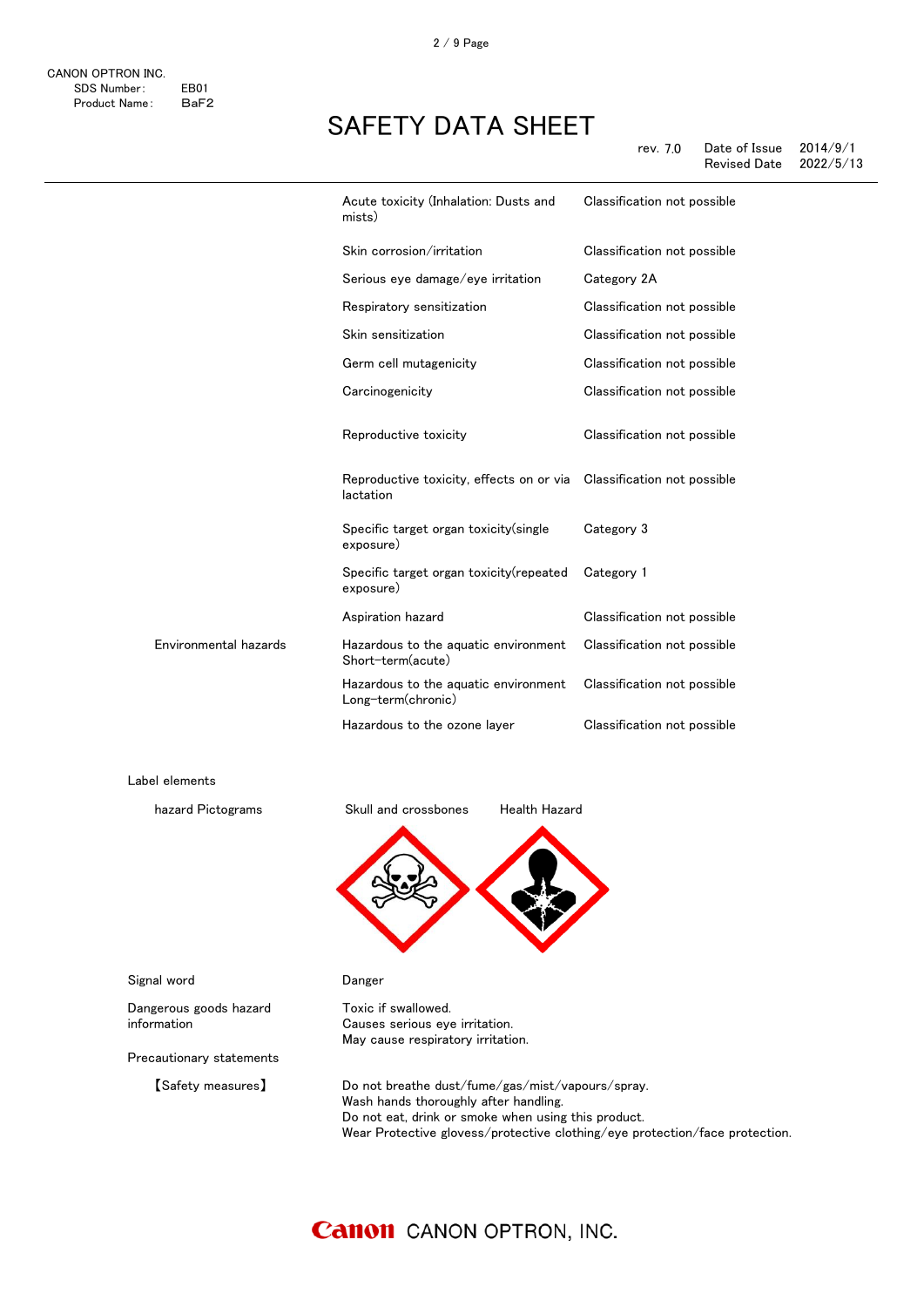| | | |
|---|---|---|
| | Acute toxicity (Inhalation: Dusts and mists) | Classification not possible |
| | Skin corrosion/irritation | Classification not possible |
| | Serious eye damage/eye irritation | Category 2A |
| | Respiratory sensitization | Classification not possible |
| | Skin sensitization | Classification not possible |
| | Germ cell mutagenicity | Classification not possible |
| | Carcinogenicity | Classification not possible |
| | Reproductive toxicity | Classification not possible |
| | Reproductive toxicity, effects on or via lactation | Classification not possible |
| | Specific target organ toxicity(single exposure) | Category 3 |
| | Specific target organ toxicity(repeated exposure) | Category 1 |
| | Aspiration hazard | Classification not possible |
| Environmental hazards | Hazardous to the aquatic environment Short-term(acute) | Classification not possible |
| | Hazardous to the aquatic environment Long-term(chronic) | Classification not possible |
| | Hazardous to the ozone layer | Classification not possible |

Label elements

hazard Pictograms: Skull and crossbones, Health Hazard

Signal word: Danger

Dangerous goods hazard information:
Toxic if swallowed.
Causes serious eye irritation.
May cause respiratory irritation.

Precautionary statements

【Safety measures】
Do not breathe dust/fume/gas/mist/vapours/spray.
Wash hands thoroughly after handling.
Do not eat, drink or smoke when using this product.
Wear Protective glovess/protective clothing/eye protection/face protection.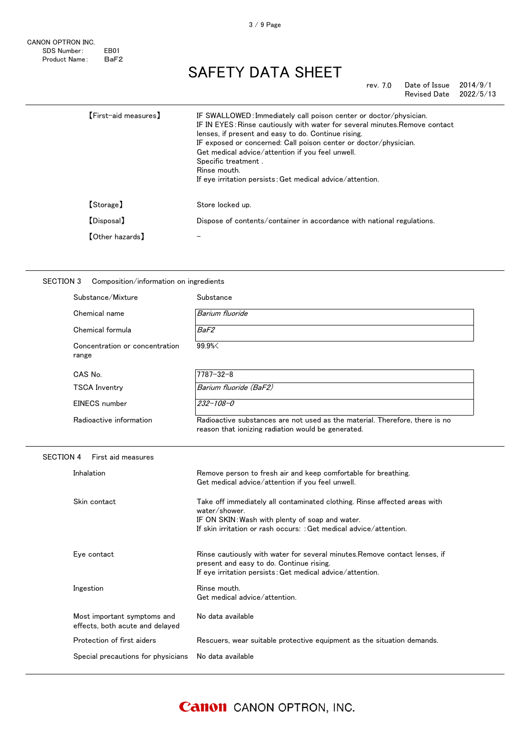| | |
|---|---|
| 【First-aid measures】 | IF SWALLOWED：Immediately call poison center or doctor/physician.<br>IF IN EYES：Rinse cautiously with water for several minutes.Remove contact lenses, if present and easy to do. Continue rising.<br>IF exposed or concerned: Call poison center or doctor/physician.<br>Get medical advice/attention if you feel unwell.<br>Specific treatment .<br>Rinse mouth.<br>If eye irritation persists：Get medical advice/attention. |
| 【Storage】 | Store locked up. |
| 【Disposal】 | Dispose of contents/container in accordance with national regulations. |
| 【Other hazards】 | – |

## SECTION 3　Composition/information on ingredients

| | |
|---|---|
| Substance/Mixture | Substance |
| Chemical name | *Barium fluoride* |
| Chemical formula | *$BaF_2$* |
| Concentration or concentration range | 99.9%< |
| CAS No. | 7787-32-8 |
| TSCA Inventry | *Barium fluoride ($BaF_2$)* |
| EINECS number | *232-108-0* |
| Radioactive information | Radioactive substances are not used as the material. Therefore, there is no reason that ionizing radiation would be generated. |

## SECTION 4　First aid measures

| | |
|---|---|
| Inhalation | Remove person to fresh air and keep comfortable for breathing.<br>Get medical advice/attention if you feel unwell. |
| Skin contact | Take off immediately all contaminated clothing. Rinse affected areas with water/shower.<br>IF ON SKIN：Wash with plenty of soap and water.<br>If skin irritation or rash occurs: ：Get medical advice/attention. |
| Eye contact | Rinse cautiously with water for several minutes.Remove contact lenses, if present and easy to do. Continue rising.<br>If eye irritation persists：Get medical advice/attention. |
| Ingestion | Rinse mouth.<br>Get medical advice/attention. |
| Most important symptoms and effects, both acute and delayed | No data available |
| Protection of first aiders | Rescuers, wear suitable protective equipment as the situation demands. |
| Special precautions for physicians | No data available |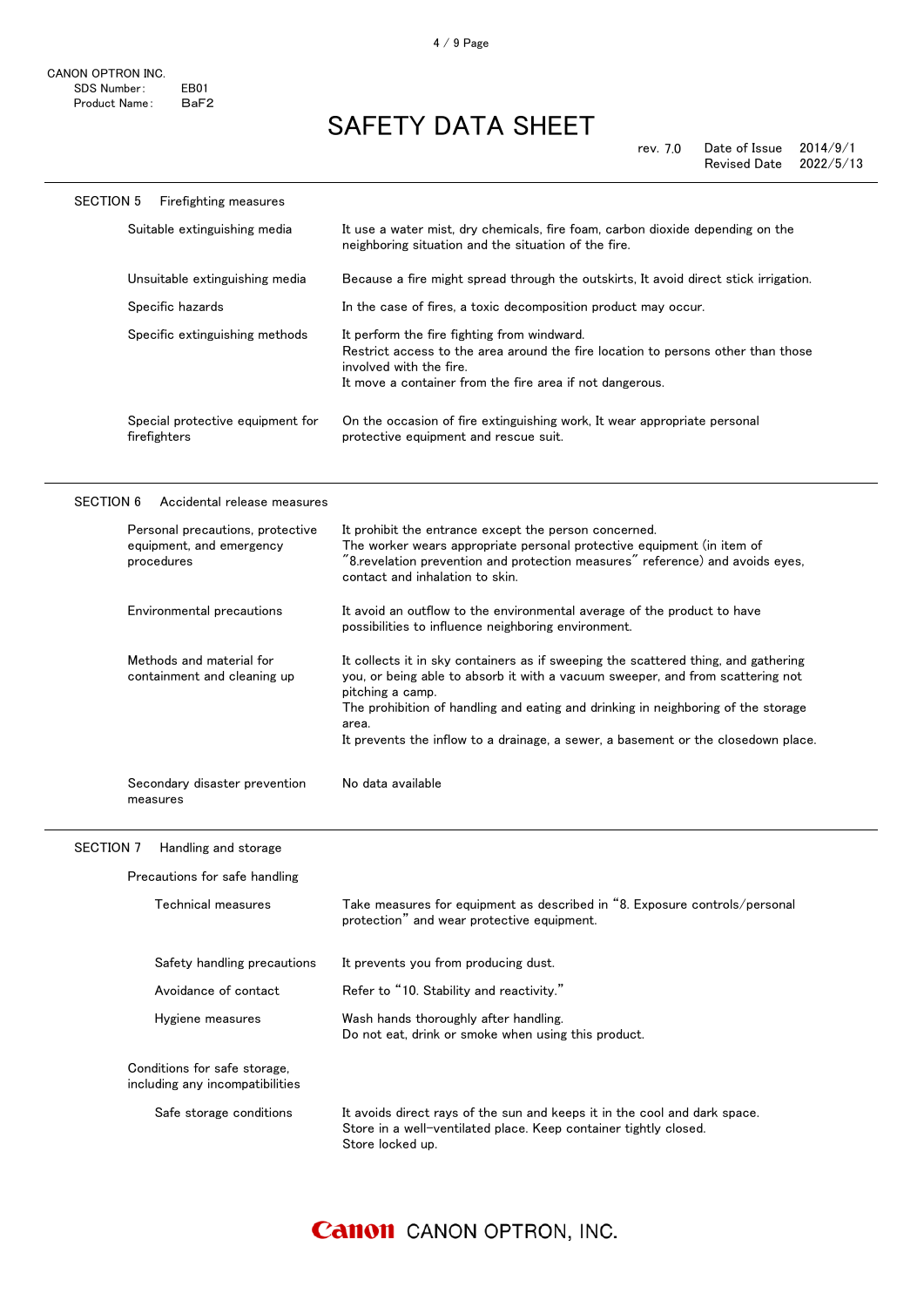CANON OPTRON INC.
SDS Number: EB01
Product Name: $BaF_2$

# SAFETY DATA SHEET

rev. 7.0 Date of Issue 2014/9/1
Revised Date 2022/5/13

## SECTION 5 Firefighting measures

| | |
|---|---|
| Suitable extinguishing media | It use a water mist, dry chemicals, fire foam, carbon dioxide depending on the neighboring situation and the situation of the fire. |
| Unsuitable extinguishing media | Because a fire might spread through the outskirts, It avoid direct stick irrigation. |
| Specific hazards | In the case of fires, a toxic decomposition product may occur. |
| Specific extinguishing methods | It perform the fire fighting from windward.<br>Restrict access to the area around the fire location to persons other than those involved with the fire.<br>It move a container from the fire area if not dangerous. |
| Special protective equipment for firefighters | On the occasion of fire extinguishing work, It wear appropriate personal protective equipment and rescue suit. |

## SECTION 6 Accidental release measures

| | |
|---|---|
| Personal precautions, protective equipment, and emergency procedures | It prohibit the entrance except the person concerned.<br>The worker wears appropriate personal protective equipment (in item of "8.revelation prevention and protection measures" reference) and avoids eyes, contact and inhalation to skin. |
| Environmental precautions | It avoid an outflow to the environmental average of the product to have possibilities to influence neighboring environment. |
| Methods and material for containment and cleaning up | It collects it in sky containers as if sweeping the scattered thing, and gathering you, or being able to absorb it with a vacuum sweeper, and from scattering not pitching a camp.<br>The prohibition of handling and eating and drinking in neighboring of the storage area.<br>It prevents the inflow to a drainage, a sewer, a basement or the closedown place. |
| Secondary disaster prevention measures | No data available |

## SECTION 7 Handling and storage

**Precautions for safe handling**

| | |
|---|---|
| Technical measures | Take measures for equipment as described in "8. Exposure controls/personal protection" and wear protective equipment. |
| Safety handling precautions | It prevents you from producing dust. |
| Avoidance of contact | Refer to "10. Stability and reactivity." |
| Hygiene measures | Wash hands thoroughly after handling.<br>Do not eat, drink or smoke when using this product. |

**Conditions for safe storage, including any incompatibilities**

| | |
|---|---|
| Safe storage conditions | It avoids direct rays of the sun and keeps it in the cool and dark space.<br>Store in a well-ventilated place. Keep container tightly closed.<br>Store locked up. |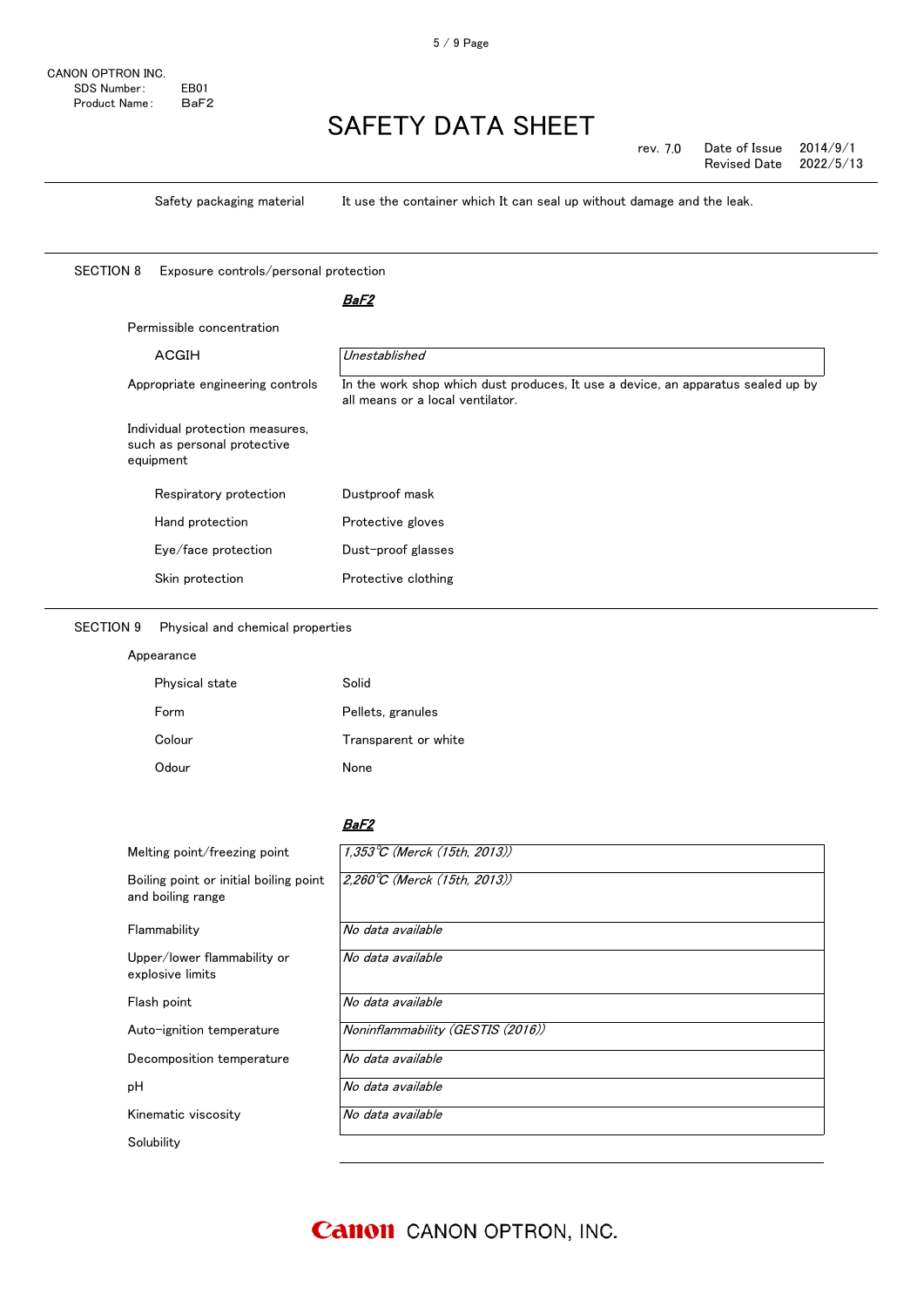Safety packaging material: It use the container which It can seal up without damage and the leak.

## SECTION 8 Exposure controls/personal protection

| | *BaF2* |
|---|---|
| Permissible concentration | |
| ACGIH | *Unestablished* |

Appropriate engineering controls: In the work shop which dust produces, It use a device, an apparatus sealed up by all means or a local ventilator.

Individual protection measures, such as personal protective equipment

| | |
|---|---|
| Respiratory protection | Dustproof mask |
| Hand protection | Protective gloves |
| Eye/face protection | Dust-proof glasses |
| Skin protection | Protective clothing |

## SECTION 9 Physical and chemical properties

Appearance

| | |
|---|---|
| Physical state | Solid |
| Form | Pellets, granules |
| Colour | Transparent or white |
| Odour | None |

| | *BaF2* |
|---|---|
| Melting point/freezing point | *1,353℃ (Merck (15th, 2013))* |
| Boiling point or initial boiling point and boiling range | *2,260℃ (Merck (15th, 2013))* |
| Flammability | *No data available* |
| Upper/lower flammability or explosive limits | *No data available* |
| Flash point | *No data available* |
| Auto-ignition temperature | *Noninflammability (GESTIS (2016))* |
| Decomposition temperature | *No data available* |
| pH | *No data available* |
| Kinematic viscosity | *No data available* |
| Solubility | |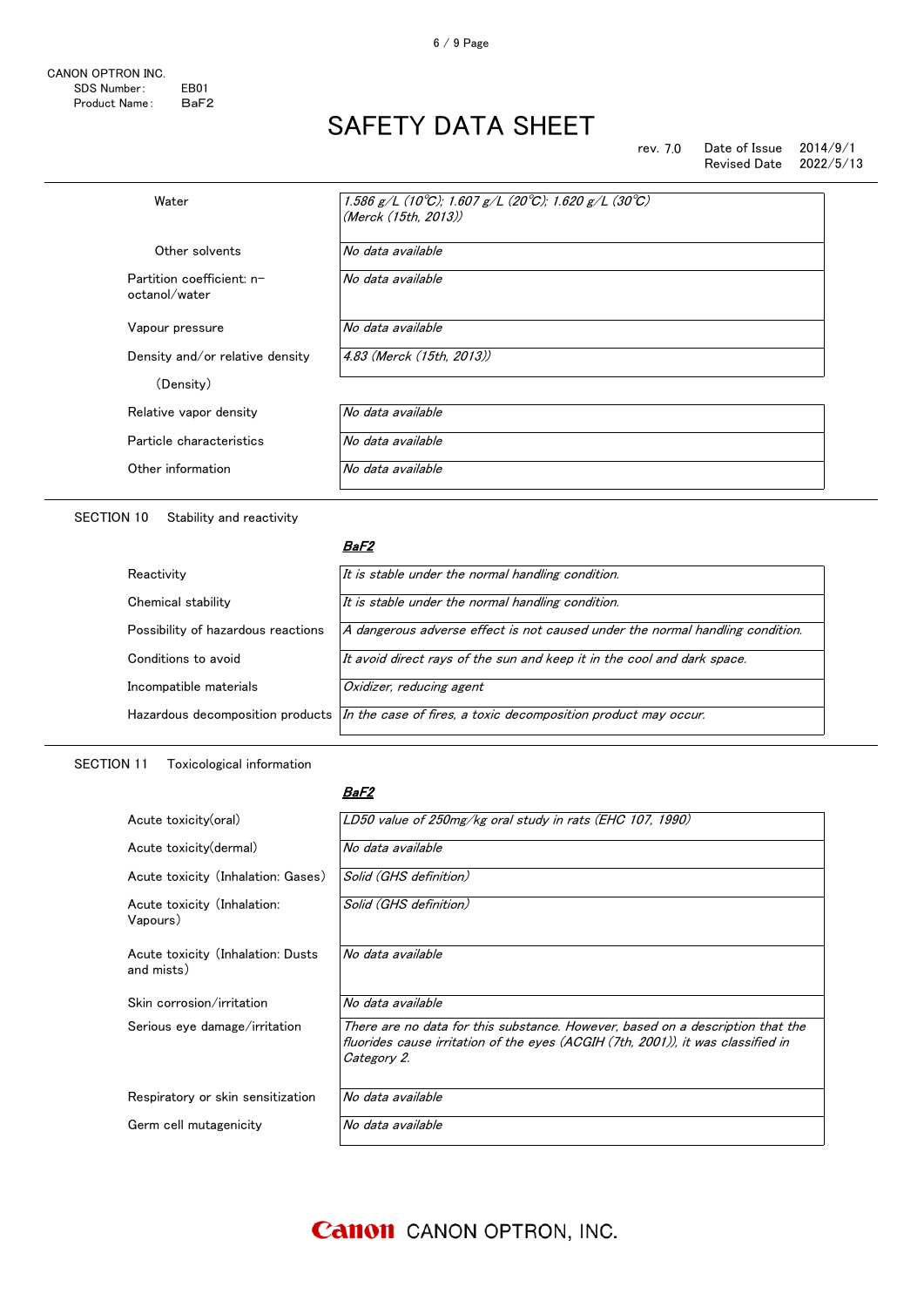CANON OPTRON INC.
SDS Number: EB01
Product Name: BaF2

# SAFETY DATA SHEET

rev. 7.0 Date of Issue 2014/9/1
Revised Date 2022/5/13

| | |
|---|---|
| Water | *1.586 g/L (10℃); 1.607 g/L (20℃); 1.620 g/L (30℃) (Merck (15th, 2013))* |
| Other solvents | *No data available* |
| Partition coefficient: n-octanol/water | *No data available* |
| Vapour pressure | *No data available* |
| Density and/or relative density (Density) | *4.83 (Merck (15th, 2013))* |
| Relative vapor density | *No data available* |
| Particle characteristics | *No data available* |
| Other information | *No data available* |

## SECTION 10 Stability and reactivity

| | ***BaF2*** |
|---|---|
| Reactivity | *It is stable under the normal handling condition.* |
| Chemical stability | *It is stable under the normal handling condition.* |
| Possibility of hazardous reactions | *A dangerous adverse effect is not caused under the normal handling condition.* |
| Conditions to avoid | *It avoid direct rays of the sun and keep it in the cool and dark space.* |
| Incompatible materials | *Oxidizer, reducing agent* |
| Hazardous decomposition products | *In the case of fires, a toxic decomposition product may occur.* |

## SECTION 11 Toxicological information

| | ***BaF2*** |
|---|---|
| Acute toxicity(oral) | *LD50 value of 250mg/kg oral study in rats (EHC 107, 1990)* |
| Acute toxicity(dermal) | *No data available* |
| Acute toxicity (Inhalation: Gases) | *Solid (GHS definition)* |
| Acute toxicity (Inhalation: Vapours) | *Solid (GHS definition)* |
| Acute toxicity (Inhalation: Dusts and mists) | *No data available* |
| Skin corrosion/irritation | *No data available* |
| Serious eye damage/irritation | *There are no data for this substance. However, based on a description that the fluorides cause irritation of the eyes (ACGIH (7th, 2001)), it was classified in Category 2.* |
| Respiratory or skin sensitization | *No data available* |
| Germ cell mutagenicity | *No data available* |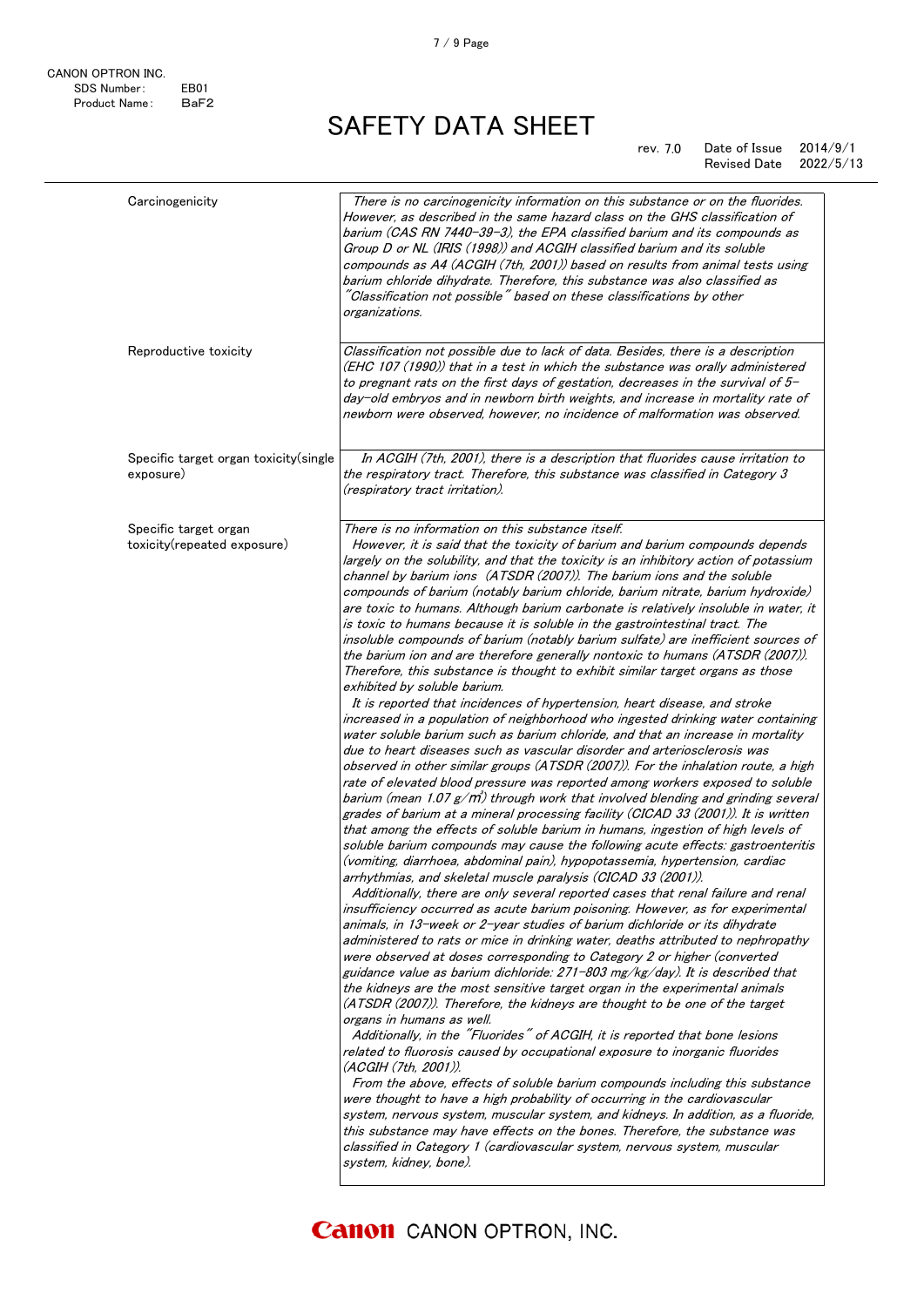| | |
|---|---|
| Carcinogenicity | *There is no carcinogenicity information on this substance or on the fluorides. However, as described in the same hazard class on the GHS classification of barium (CAS RN 7440-39-3), the EPA classified barium and its compounds as Group D or NL (IRIS (1998)) and ACGIH classified barium and its soluble compounds as A4 (ACGIH (7th, 2001)) based on results from animal tests using barium chloride dihydrate. Therefore, this substance was also classified as "Classification not possible" based on these classifications by other organizations.* |
| Reproductive toxicity | *Classification not possible due to lack of data. Besides, there is a description (EHC 107 (1990)) that in a test in which the substance was orally administered to pregnant rats on the first days of gestation, decreases in the survival of 5-day-old embryos and in newborn birth weights, and increase in mortality rate of newborn were observed, however, no incidence of malformation was observed.* |
| Specific target organ toxicity(single exposure) | *In ACGIH (7th, 2001), there is a description that fluorides cause irritation to the respiratory tract. Therefore, this substance was classified in Category 3 (respiratory tract irritation).* |
| Specific target organ toxicity(repeated exposure) | *There is no information on this substance itself.*<br>*However, it is said that the toxicity of barium and barium compounds depends largely on the solubility, and that the toxicity is an inhibitory action of potassium channel by barium ions (ATSDR (2007)). The barium ions and the soluble compounds of barium (notably barium chloride, barium nitrate, barium hydroxide) are toxic to humans. Although barium carbonate is relatively insoluble in water, it is toxic to humans because it is soluble in the gastrointestinal tract. The insoluble compounds of barium (notably barium sulfate) are inefficient sources of the barium ion and are therefore generally nontoxic to humans (ATSDR (2007)). Therefore, this substance is thought to exhibit similar target organs as those exhibited by soluble barium.*<br>*It is reported that incidences of hypertension, heart disease, and stroke increased in a population of neighborhood who ingested drinking water containing water soluble barium such as barium chloride, and that an increase in mortality due to heart diseases such as vascular disorder and arteriosclerosis was observed in other similar groups (ATSDR (2007)). For the inhalation route, a high rate of elevated blood pressure was reported among workers exposed to soluble barium (mean 1.07 g/m$^3$) through work that involved blending and grinding several grades of barium at a mineral processing facility (CICAD 33 (2001)). It is written that among the effects of soluble barium in humans, ingestion of high levels of soluble barium compounds may cause the following acute effects: gastroenteritis (vomiting, diarrhoea, abdominal pain), hypopotassemia, hypertension, cardiac arrhythmias, and skeletal muscle paralysis (CICAD 33 (2001)).*<br>*Additionally, there are only several reported cases that renal failure and renal insufficiency occurred as acute barium poisoning. However, as for experimental animals, in 13-week or 2-year studies of barium dichloride or its dihydrate administered to rats or mice in drinking water, deaths attributed to nephropathy were observed at doses corresponding to Category 2 or higher (converted guidance value as barium dichloride: 271-803 mg/kg/day). It is described that the kidneys are the most sensitive target organ in the experimental animals (ATSDR (2007)). Therefore, the kidneys are thought to be one of the target organs in humans as well.*<br>*Additionally, in the "Fluorides" of ACGIH, it is reported that bone lesions related to fluorosis caused by occupational exposure to inorganic fluorides (ACGIH (7th, 2001)).*<br>*From the above, effects of soluble barium compounds including this substance were thought to have a high probability of occurring in the cardiovascular system, nervous system, muscular system, and kidneys. In addition, as a fluoride, this substance may have effects on the bones. Therefore, the substance was classified in Category 1 (cardiovascular system, nervous system, muscular system, kidney, bone).* |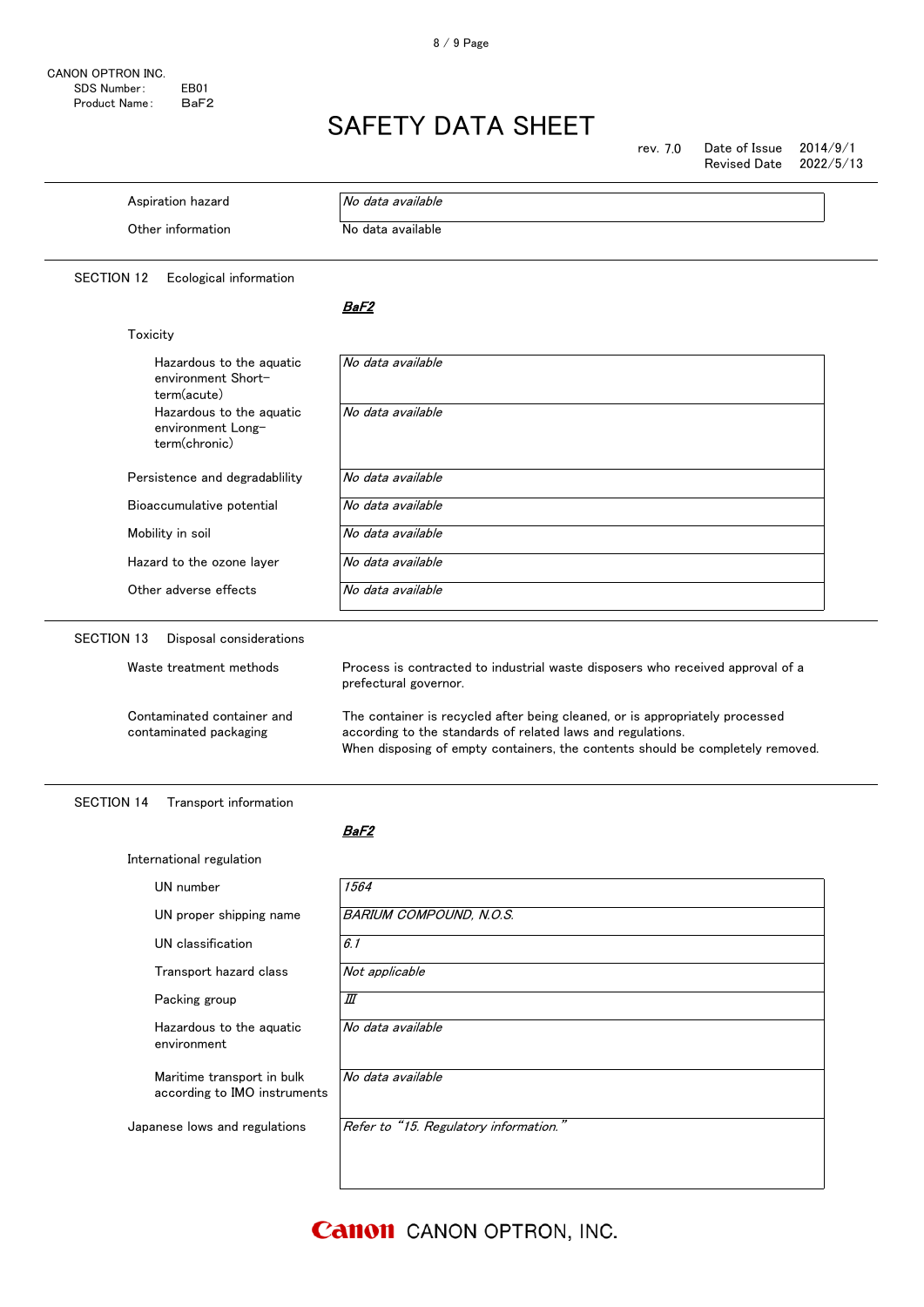| | |
|---|---|
| Aspiration hazard | *No data available* |
| Other information | No data available |

## SECTION 12 Ecological information

***BaF2***

Toxicity

| | |
|---|---|
| Hazardous to the aquatic environment Short-term(acute) | *No data available* |
| Hazardous to the aquatic environment Long-term(chronic) | *No data available* |
| Persistence and degradablility | *No data available* |
| Bioaccumulative potential | *No data available* |
| Mobility in soil | *No data available* |
| Hazard to the ozone layer | *No data available* |
| Other adverse effects | *No data available* |

## SECTION 13 Disposal considerations

| | |
|---|---|
| Waste treatment methods | Process is contracted to industrial waste disposers who received approval of a prefectural governor. |
| Contaminated container and contaminated packaging | The container is recycled after being cleaned, or is appropriately processed according to the standards of related laws and regulations. When disposing of empty containers, the contents should be completely removed. |

## SECTION 14 Transport information

***BaF2***

International regulation

| | |
|---|---|
| UN number | *1564* |
| UN proper shipping name | *BARIUM COMPOUND, N.O.S.* |
| UN classification | *6.1* |
| Transport hazard class | *Not applicable* |
| Packing group | *III* |
| Hazardous to the aquatic environment | *No data available* |
| Maritime transport in bulk according to IMO instruments | *No data available* |
| Japanese lows and regulations | *Refer to "15. Regulatory information."* |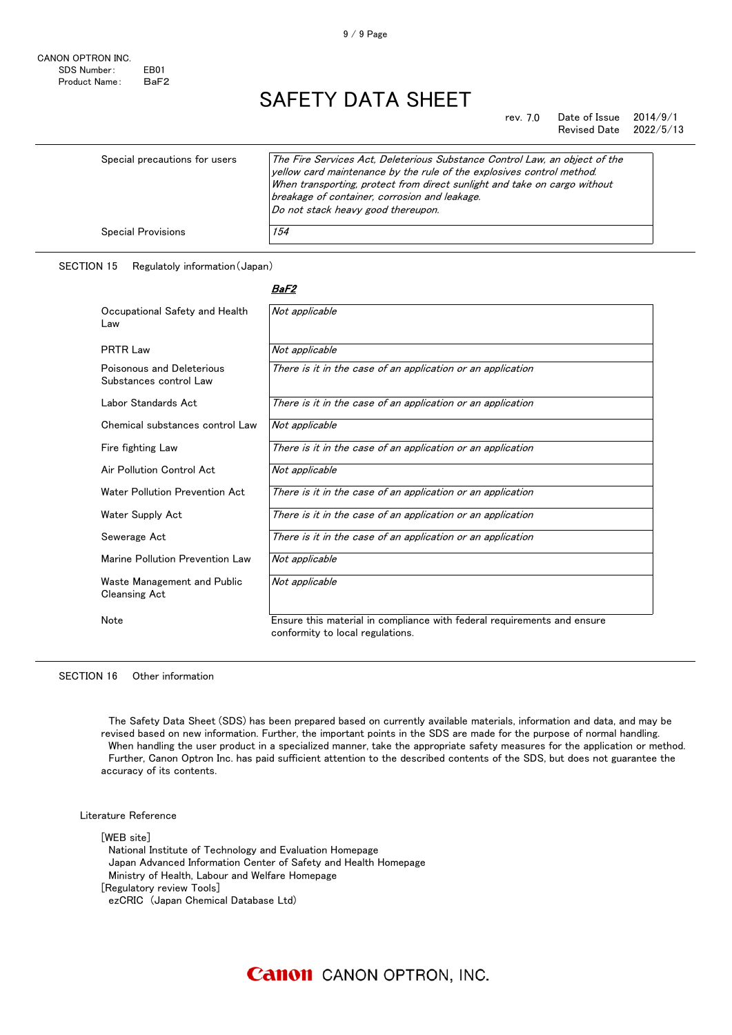CANON OPTRON INC.
SDS Number: EB01
Product Name: BaF2

# SAFETY DATA SHEET

rev. 7.0 Date of Issue 2014/9/1
Revised Date 2022/5/13

| | |
|---|---|
| Special precautions for users | *The Fire Services Act, Deleterious Substance Control Law, an object of the yellow card maintenance by the rule of the explosives control method. When transporting, protect from direct sunlight and take on cargo without breakage of container, corrosion and leakage. Do not stack heavy good thereupon.* |
| Special Provisions | *154* |

## SECTION 15 Regulatoly information(Japan)

| | ***BaF2*** |
|---|---|
| Occupational Safety and Health Law | *Not applicable* |
| PRTR Law | *Not applicable* |
| Poisonous and Deleterious Substances control Law | *There is it in the case of an application or an application* |
| Labor Standards Act | *There is it in the case of an application or an application* |
| Chemical substances control Law | *Not applicable* |
| Fire fighting Law | *There is it in the case of an application or an application* |
| Air Pollution Control Act | *Not applicable* |
| Water Pollution Prevention Act | *There is it in the case of an application or an application* |
| Water Supply Act | *There is it in the case of an application or an application* |
| Sewerage Act | *There is it in the case of an application or an application* |
| Marine Pollution Prevention Law | *Not applicable* |
| Waste Management and Public Cleansing Act | *Not applicable* |
| Note | Ensure this material in compliance with federal requirements and ensure conformity to local regulations. |

## SECTION 16 Other information

The Safety Data Sheet (SDS) has been prepared based on currently available materials, information and data, and may be revised based on new information. Further, the important points in the SDS are made for the purpose of normal handling.
When handling the user product in a specialized manner, take the appropriate safety measures for the application or method.
Further, Canon Optron Inc. has paid sufficient attention to the described contents of the SDS, but does not guarantee the accuracy of its contents.

Literature Reference

[WEB site]
National Institute of Technology and Evaluation Homepage
Japan Advanced Information Center of Safety and Health Homepage
Ministry of Health, Labour and Welfare Homepage
[Regulatory review Tools]
ezCRIC (Japan Chemical Database Ltd)

Canon CANON OPTRON, INC.